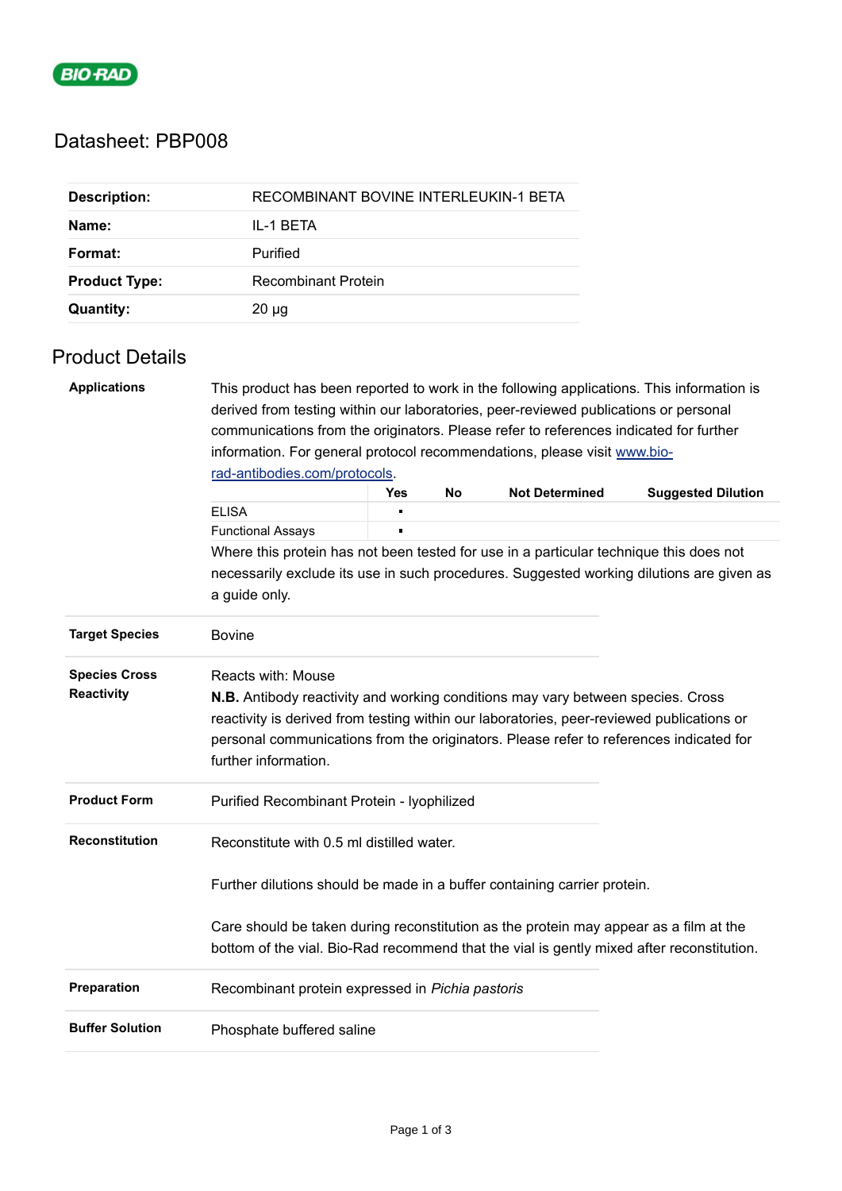# Datasheet: PBP008

| | |
|---|---|
| **Description:** | RECOMBINANT BOVINE INTERLEUKIN-1 BETA |
| **Name:** | IL-1 BETA |
| **Format:** | Purified |
| **Product Type:** | Recombinant Protein |
| **Quantity:** | 20 µg |

## Product Details

**Applications**

This product has been reported to work in the following applications. This information is derived from testing within our laboratories, peer-reviewed publications or personal communications from the originators. Please refer to references indicated for further information. For general protocol recommendations, please visit [www.bio-rad-antibodies.com/protocols](www.bio-rad-antibodies.com/protocols).

| | Yes | No | Not Determined | Suggested Dilution |
|---|---|---|---|---|
| ELISA | ▪ | | | |
| Functional Assays | ▪ | | | |

Where this protein has not been tested for use in a particular technique this does not necessarily exclude its use in such procedures. Suggested working dilutions are given as a guide only.

**Target Species**

Bovine

**Species Cross Reactivity**

Reacts with: Mouse

**N.B.** Antibody reactivity and working conditions may vary between species. Cross reactivity is derived from testing within our laboratories, peer-reviewed publications or personal communications from the originators. Please refer to references indicated for further information.

**Product Form**

Purified Recombinant Protein - lyophilized

**Reconstitution**

Reconstitute with 0.5 ml distilled water.

Further dilutions should be made in a buffer containing carrier protein.

Care should be taken during reconstitution as the protein may appear as a film at the bottom of the vial. Bio-Rad recommend that the vial is gently mixed after reconstitution.

**Preparation**

Recombinant protein expressed in *Pichia pastoris*

**Buffer Solution**

Phosphate buffered saline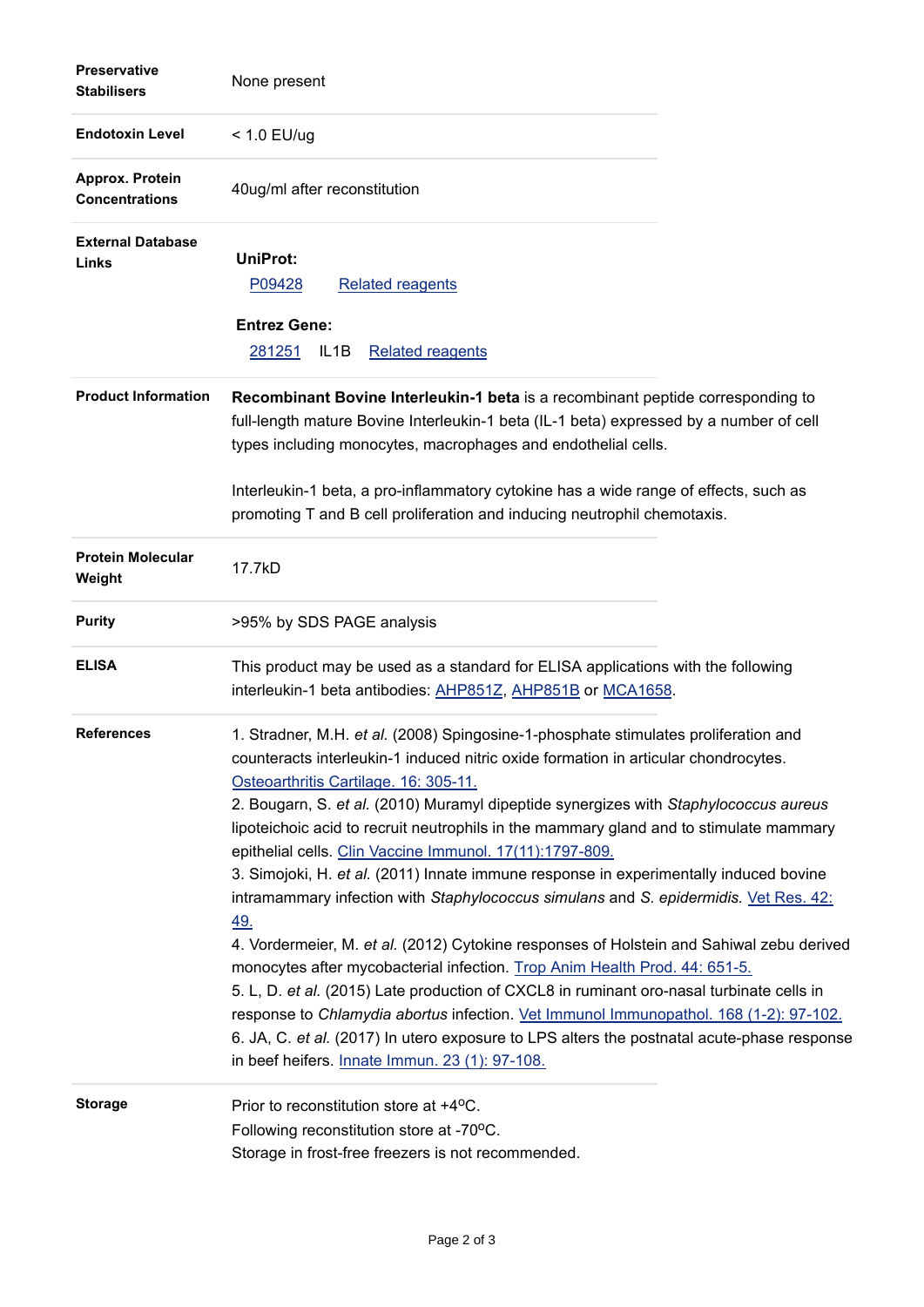| | |
|---|---|
| **Preservative Stabilisers** | None present |
| **Endotoxin Level** | < 1.0 EU/ug |
| **Approx. Protein Concentrations** | 40ug/ml after reconstitution |
| **External Database Links** | **UniProt:** P09428 Related reagents **Entrez Gene:** 281251 IL1B Related reagents |
| **Product Information** | **Recombinant Bovine Interleukin-1 beta** is a recombinant peptide corresponding to full-length mature Bovine Interleukin-1 beta (IL-1 beta) expressed by a number of cell types including monocytes, macrophages and endothelial cells. Interleukin-1 beta, a pro-inflammatory cytokine has a wide range of effects, such as promoting T and B cell proliferation and inducing neutrophil chemotaxis. |
| **Protein Molecular Weight** | 17.7kD |
| **Purity** | >95% by SDS PAGE analysis |
| **ELISA** | This product may be used as a standard for ELISA applications with the following interleukin-1 beta antibodies: AHP851Z, AHP851B or MCA1658. |
| **References** | 1. Stradner, M.H. *et al.* (2008) Spingosine-1-phosphate stimulates proliferation and counteracts interleukin-1 induced nitric oxide formation in articular chondrocytes. Osteoarthritis Cartilage. 16: 305-11. 2. Bougarn, S. *et al.* (2010) Muramyl dipeptide synergizes with *Staphylococcus aureus* lipoteichoic acid to recruit neutrophils in the mammary gland and to stimulate mammary epithelial cells. Clin Vaccine Immunol. 17(11):1797-809. 3. Simojoki, H. *et al.* (2011) Innate immune response in experimentally induced bovine intramammary infection with *Staphylococcus simulans* and *S. epidermidis.* Vet Res. 42: 49. 4. Vordermeier, M. *et al.* (2012) Cytokine responses of Holstein and Sahiwal zebu derived monocytes after mycobacterial infection. Trop Anim Health Prod. 44: 651-5. 5. L, D. *et al.* (2015) Late production of CXCL8 in ruminant oro-nasal turbinate cells in response to *Chlamydia abortus* infection. Vet Immunol Immunopathol. 168 (1-2): 97-102. 6. JA, C. *et al.* (2017) In utero exposure to LPS alters the postnatal acute-phase response in beef heifers. Innate Immun. 23 (1): 97-108. |
| **Storage** | Prior to reconstitution store at +4°C. Following reconstitution store at -70°C. Storage in frost-free freezers is not recommended. |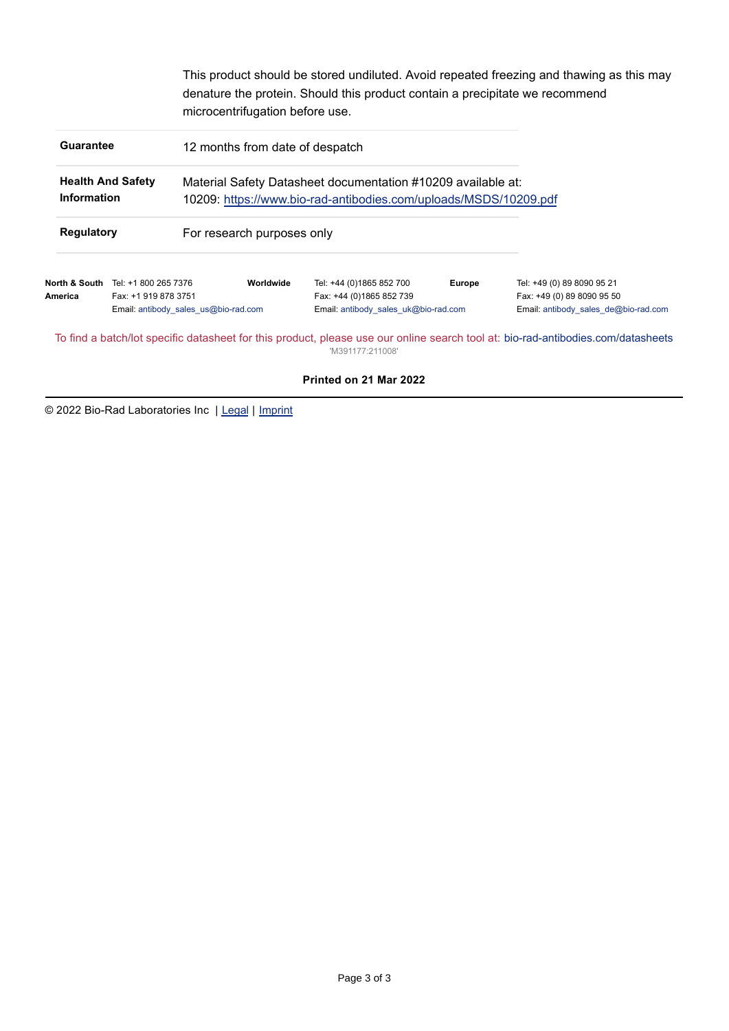| | |
|---|---|
| | This product should be stored undiluted. Avoid repeated freezing and thawing as this may denature the protein. Should this product contain a precipitate we recommend microcentrifugation before use. |
| **Guarantee** | 12 months from date of despatch |
| **Health And Safety Information** | Material Safety Datasheet documentation #10209 available at: 10209: https://www.bio-rad-antibodies.com/uploads/MSDS/10209.pdf |
| **Regulatory** | For research purposes only |

| | | | | | |
|---|---|---|---|---|---|
| **North & South America** | Tel: +1 800 265 7376<br>Fax: +1 919 878 3751<br>Email: antibody_sales_us@bio-rad.com | **Worldwide** | Tel: +44 (0)1865 852 700<br>Fax: +44 (0)1865 852 739<br>Email: antibody_sales_uk@bio-rad.com | **Europe** | Tel: +49 (0) 89 8090 95 21<br>Fax: +49 (0) 89 8090 95 50<br>Email: antibody_sales_de@bio-rad.com |

To find a batch/lot specific datasheet for this product, please use our online search tool at: bio-rad-antibodies.com/datasheets

'M391177:211008'

**Printed on 21 Mar 2022**

© 2022 Bio-Rad Laboratories Inc | Legal | Imprint